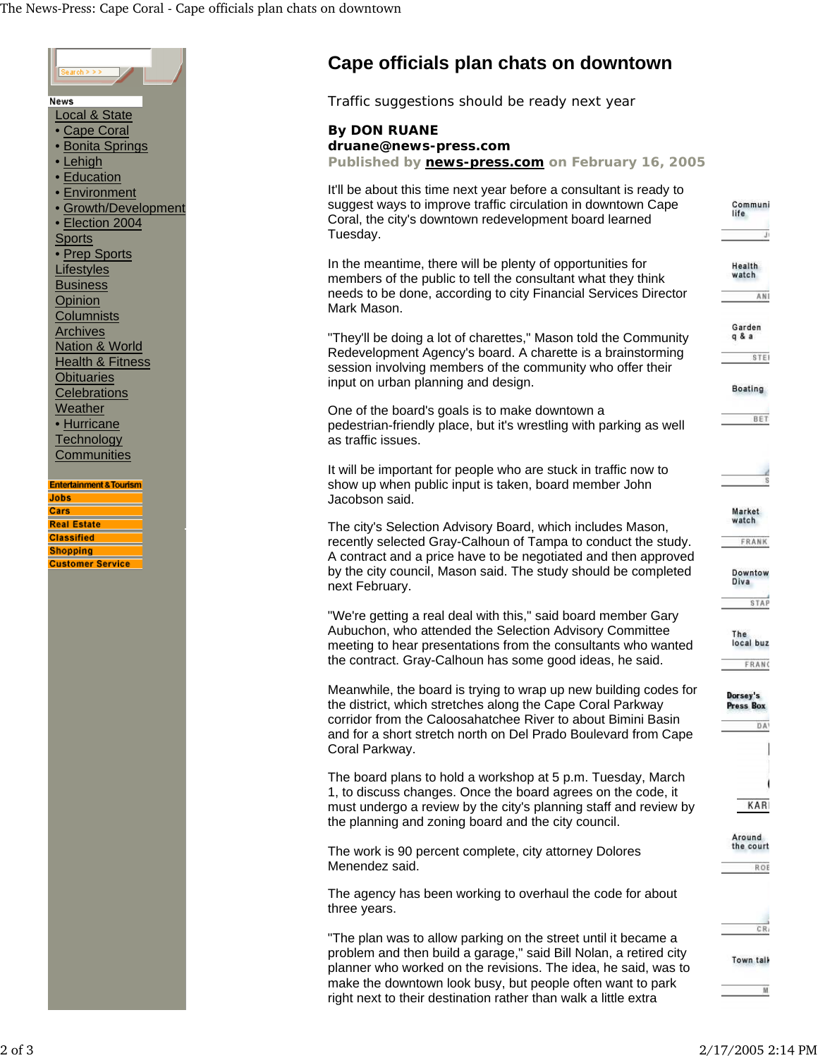# Cape officials plan chats on downtown

Traffic suggestions should be ready next year

**By DON RUANE**
**druane@news-press.com**
**Published by news-press.com on February 16, 2005**

It'll be about this time next year before a consultant is ready to suggest ways to improve traffic circulation in downtown Cape Coral, the city's downtown redevelopment board learned Tuesday.

In the meantime, there will be plenty of opportunities for members of the public to tell the consultant what they think needs to be done, according to city Financial Services Director Mark Mason.

"They'll be doing a lot of charettes," Mason told the Community Redevelopment Agency's board. A charette is a brainstorming session involving members of the community who offer their input on urban planning and design.

One of the board's goals is to make downtown a pedestrian-friendly place, but it's wrestling with parking as well as traffic issues.

It will be important for people who are stuck in traffic now to show up when public input is taken, board member John Jacobson said.

The city's Selection Advisory Board, which includes Mason, recently selected Gray-Calhoun of Tampa to conduct the study. A contract and a price have to be negotiated and then approved by the city council, Mason said. The study should be completed next February.

"We're getting a real deal with this," said board member Gary Aubuchon, who attended the Selection Advisory Committee meeting to hear presentations from the consultants who wanted the contract. Gray-Calhoun has some good ideas, he said.

Meanwhile, the board is trying to wrap up new building codes for the district, which stretches along the Cape Coral Parkway corridor from the Caloosahatchee River to about Bimini Basin and for a short stretch north on Del Prado Boulevard from Cape Coral Parkway.

The board plans to hold a workshop at 5 p.m. Tuesday, March 1, to discuss changes. Once the board agrees on the code, it must undergo a review by the city's planning staff and review by the planning and zoning board and the city council.

The work is 90 percent complete, city attorney Dolores Menendez said.

The agency has been working to overhaul the code for about three years.

"The plan was to allow parking on the street until it became a problem and then build a garage," said Bill Nolan, a retired city planner who worked on the revisions. The idea, he said, was to make the downtown look busy, but people often want to park right next to their destination rather than walk a little extra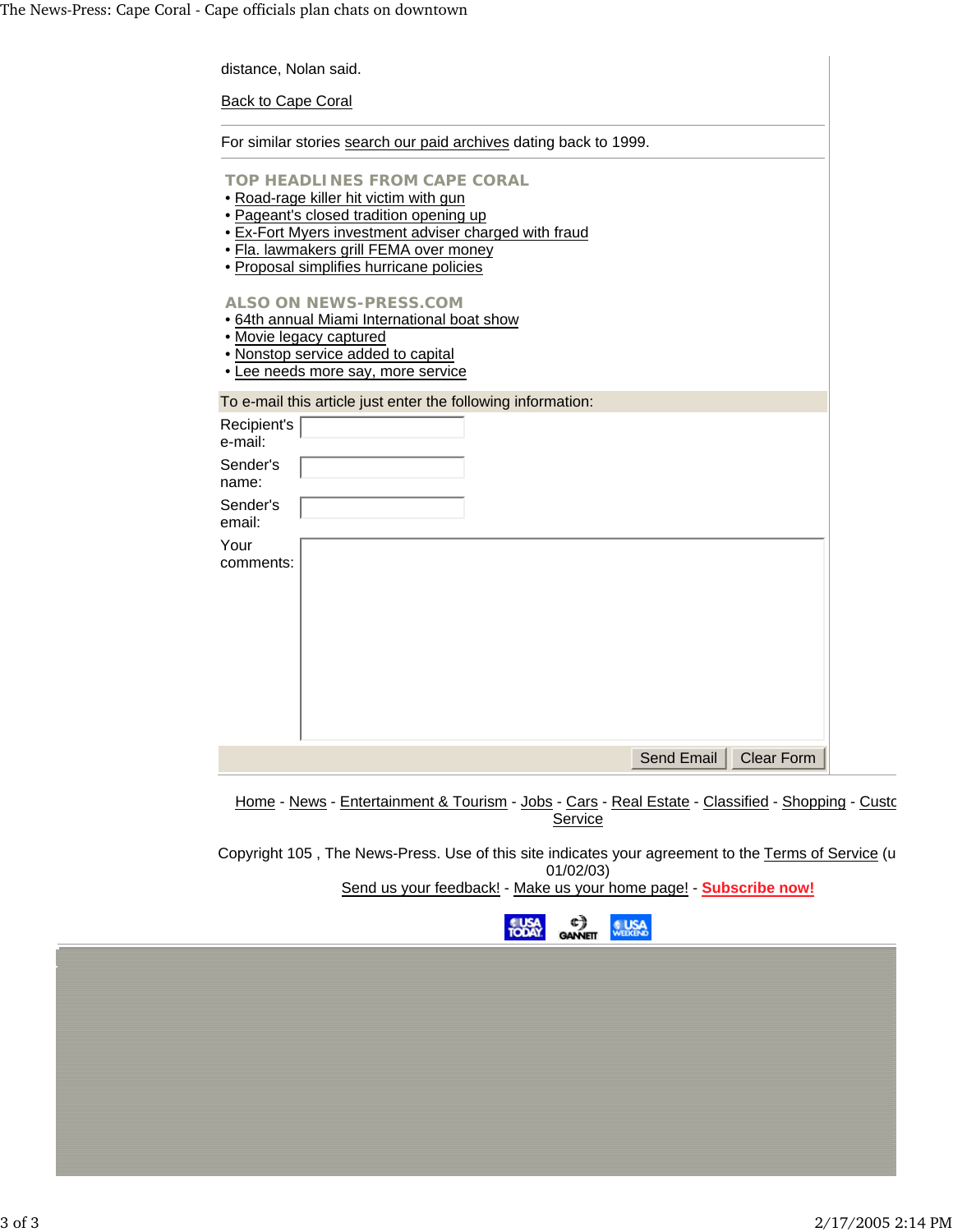distance, Nolan said.

Back to Cape Coral

For similar stories search our paid archives dating back to 1999.

### TOP HEADLINES FROM CAPE CORAL

- Road-rage killer hit victim with gun
- Pageant's closed tradition opening up
- Ex-Fort Myers investment adviser charged with fraud
- Fla. lawmakers grill FEMA over money
- Proposal simplifies hurricane policies

### ALSO ON NEWS-PRESS.COM

- 64th annual Miami International boat show
- Movie legacy captured
- Nonstop service added to capital
- Lee needs more say, more service

To e-mail this article just enter the following information:

Recipient's e-mail:

Sender's name:

Sender's email:

Your comments:

Send Email | Clear Form

Home - News - Entertainment & Tourism - Jobs - Cars - Real Estate - Classified - Shopping - Custo Service

Copyright 105 , The News-Press. Use of this site indicates your agreement to the Terms of Service (u 01/02/03)

Send us your feedback! - Make us your home page! - Subscribe now!